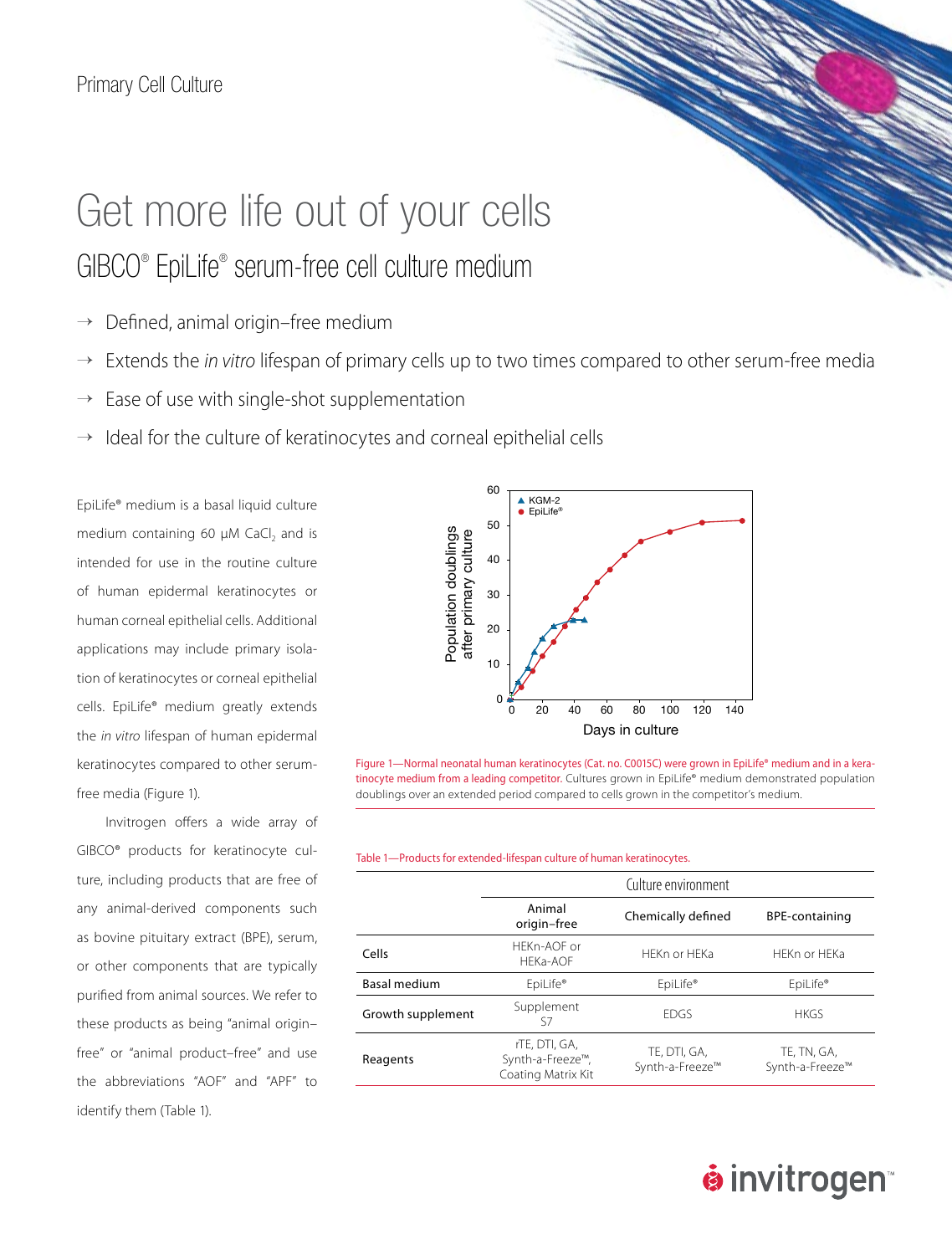Primary Cell Culture

# Get more life out of your cells

## GIBCO® EpiLife® serum-free cell culture medium

- → Defined, animal origin–free medium
- → Extends the *in vitro* lifespan of primary cells up to two times compared to other serum-free media
- → Ease of use with single-shot supplementation
- → Ideal for the culture of keratinocytes and corneal epithelial cells

EpiLife® medium is a basal liquid culture medium containing 60 µM $CaCl_2$ and is intended for use in the routine culture of human epidermal keratinocytes or human corneal epithelial cells. Additional applications may include primary isolation of keratinocytes or corneal epithelial cells. EpiLife® medium greatly extends the *in vitro* lifespan of human epidermal keratinocytes compared to other serum-free media (Figure 1).

Invitrogen offers a wide array of GIBCO® products for keratinocyte culture, including products that are free of any animal-derived components such as bovine pituitary extract (BPE), serum, or other components that are typically purified from animal sources. We refer to these products as being "animal origin–free" or "animal product–free" and use the abbreviations "AOF" and "APF" to identify them (Table 1).

Figure 1—Normal neonatal human keratinocytes (Cat. no. C0015C) were grown in EpiLife® medium and in a keratinocyte medium from a leading competitor. Cultures grown in EpiLife® medium demonstrated population doublings over an extended period compared to cells grown in the competitor's medium.

Table 1—Products for extended-lifespan culture of human keratinocytes.

| | Culture environment | | |
|---|---|---|---|
| | Animal origin–free | Chemically defined | BPE-containing |
| Cells | HEKn-AOF or HEKa-AOF | HEKn or HEKa | HEKn or HEKa |
| Basal medium | EpiLife® | EpiLife® | EpiLife® |
| Growth supplement | Supplement S7 | EDGS | HKGS |
| Reagents | rTE, DTI, GA, Synth-a-Freeze™, Coating Matrix Kit | TE, DTI, GA, Synth-a-Freeze™ | TE, TN, GA, Synth-a-Freeze™ |

invitrogen™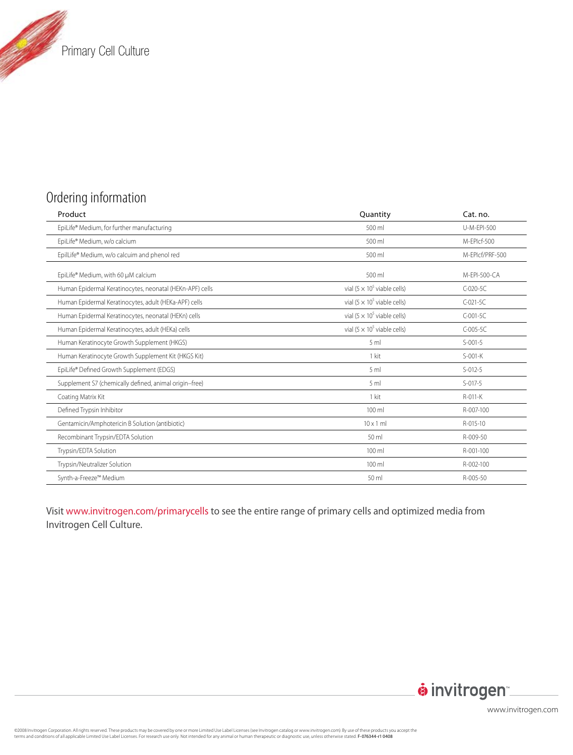Primary Cell Culture

## Ordering information

| Product | Quantity | Cat. no. |
|---|---|---|
| EpiLife® Medium, for further manufacturing | 500 ml | U-M-EPI-500 |
| EpiLife® Medium, w/o calcium | 500 ml | M-EPIcf-500 |
| EpilLife® Medium, w/o calcuim and phenol red | 500 ml | M-EPIcf/PRF-500 |
| EpiLife® Medium, with 60 µM calcium | 500 ml | M-EPI-500-CA |
| Human Epidermal Keratinocytes, neonatal (HEKn-APF) cells | vial ($5 \times 10^5$ viable cells) | C-020-5C |
| Human Epidermal Keratinocytes, adult (HEKa-APF) cells | vial ($5 \times 10^5$ viable cells) | C-021-5C |
| Human Epidermal Keratinocytes, neonatal (HEKn) cells | vial ($5 \times 10^5$ viable cells) | C-001-5C |
| Human Epidermal Keratinocytes, adult (HEKa) cells | vial ($5 \times 10^5$ viable cells) | C-005-5C |
| Human Keratinocyte Growth Supplement (HKGS) | 5 ml | S-001-5 |
| Human Keratinocyte Growth Supplement Kit (HKGS Kit) | 1 kit | S-001-K |
| EpiLife® Defined Growth Supplement (EDGS) | 5 ml | S-012-5 |
| Supplement S7 (chemically defined, animal origin–free) | 5 ml | S-017-5 |
| Coating Matrix Kit | 1 kit | R-011-K |
| Defined Trypsin Inhibitor | 100 ml | R-007-100 |
| Gentamicin/Amphotericin B Solution (antibiotic) | 10 x 1 ml | R-015-10 |
| Recombinant Trypsin/EDTA Solution | 50 ml | R-009-50 |
| Trypsin/EDTA Solution | 100 ml | R-001-100 |
| Trypsin/Neutralizer Solution | 100 ml | R-002-100 |
| Synth-a-Freeze™ Medium | 50 ml | R-005-50 |

Visit www.invitrogen.com/primarycells to see the entire range of primary cells and optimized media from Invitrogen Cell Culture.

invitrogen™

www.invitrogen.com

©2008 Invitrogen Corporation. All rights reserved. These products may be covered by one or more Limited Use Label Licenses (see Invitrogen catalog or www.invitrogen.com). By use of these products you accept the terms and conditions of all applicable Limited Use Label Licenses. For research use only. Not intended for any animal or human therapeutic or diagnostic use, unless otherwise stated. F-076344-r1 0408